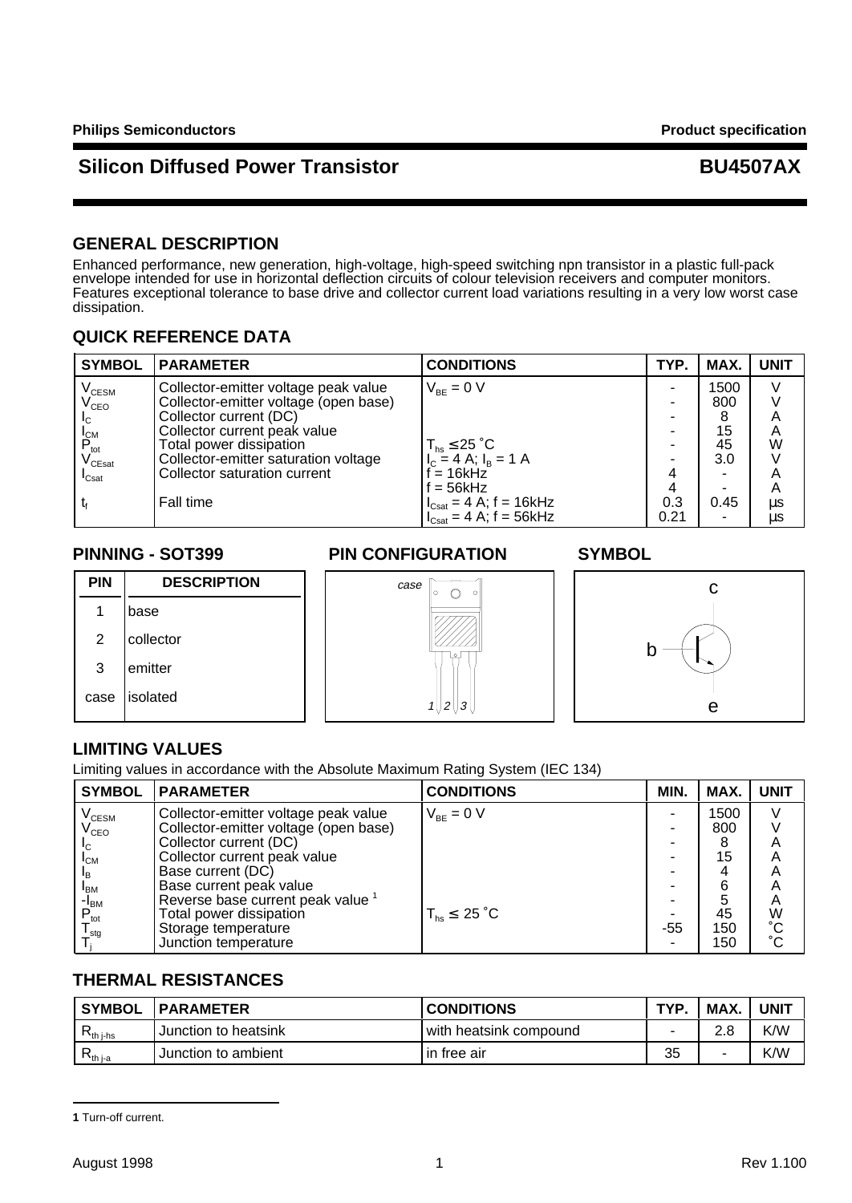## Silicon Diffused Power Transistor — BU4507AX

### GENERAL DESCRIPTION

Enhanced performance, new generation, high-voltage, high-speed switching npn transistor in a plastic full-pack envelope intended for use in horizontal deflection circuits of colour television receivers and computer monitors. Features exceptional tolerance to base drive and collector current load variations resulting in a very low worst case dissipation.

### QUICK REFERENCE DATA

| SYMBOL | PARAMETER | CONDITIONS | TYP. | MAX. | UNIT |
|---|---|---|---|---|---|
| $V_{CESM}$ | Collector-emitter voltage peak value | $V_{BE}$ = 0 V | - | 1500 | V |
| $V_{CEO}$ | Collector-emitter voltage (open base) | | - | 800 | V |
| $I_C$ | Collector current (DC) | | - | 8 | A |
| $I_{CM}$ | Collector current peak value | | - | 15 | A |
| $P_{tot}$ | Total power dissipation | $T_{hs} \leq 25$ ˚C | - | 45 | W |
| $V_{CEsat}$ | Collector-emitter saturation voltage | $I_C$ = 4 A; $I_B$ = 1 A | - | 3.0 | V |
| $I_{Csat}$ | Collector saturation current | f = 16kHz | 4 | - | A |
| | | f = 56kHz | 4 | - | A |
| $t_f$ | Fall time | $I_{Csat}$ = 4 A; f = 16kHz | 0.3 | 0.45 | µs |
| | | $I_{Csat}$ = 4 A; f = 56kHz | 0.21 | - | µs |

### PINNING - SOT399

| PIN | DESCRIPTION |
|---|---|
| 1 | base |
| 2 | collector |
| 3 | emitter |
| case | isolated |

### PIN CONFIGURATION

### SYMBOL

### LIMITING VALUES

Limiting values in accordance with the Absolute Maximum Rating System (IEC 134)

| SYMBOL | PARAMETER | CONDITIONS | MIN. | MAX. | UNIT |
|---|---|---|---|---|---|
| $V_{CESM}$ | Collector-emitter voltage peak value | $V_{BE}$ = 0 V | - | 1500 | V |
| $V_{CEO}$ | Collector-emitter voltage (open base) | | - | 800 | V |
| $I_C$ | Collector current (DC) | | - | 8 | A |
| $I_{CM}$ | Collector current peak value | | - | 15 | A |
| $I_B$ | Base current (DC) | | - | 4 | A |
| $I_{BM}$ | Base current peak value | | - | 6 | A |
| $-I_{BM}$ | Reverse base current peak value [1] | | - | 5 | A |
| $P_{tot}$ | Total power dissipation | $T_{hs} \leq 25$ ˚C | - | 45 | W |
| $T_{stg}$ | Storage temperature | | -55 | 150 | ˚C |
| $T_j$ | Junction temperature | | - | 150 | ˚C |

### THERMAL RESISTANCES

| SYMBOL | PARAMETER | CONDITIONS | TYP. | MAX. | UNIT |
|---|---|---|---|---|---|
| $R_{th\,j\text{-}hs}$ | Junction to heatsink | with heatsink compound | - | 2.8 | K/W |
| $R_{th\,j\text{-}a}$ | Junction to ambient | in free air | 35 | - | K/W |

**1** Turn-off current.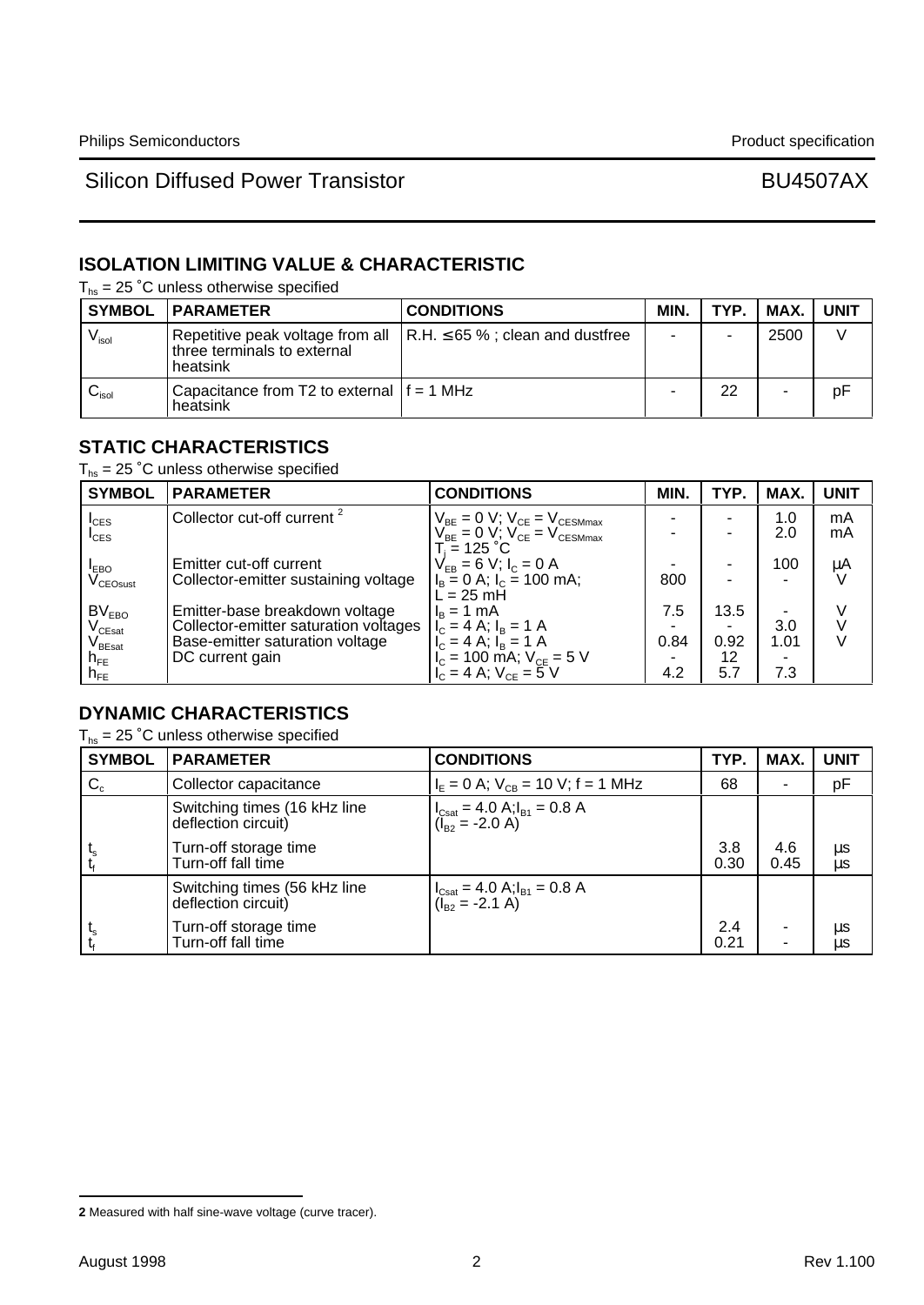## ISOLATION LIMITING VALUE & CHARACTERISTIC

$T_{hs}$ = 25 ˚C unless otherwise specified

| SYMBOL | PARAMETER | CONDITIONS | MIN. | TYP. | MAX. | UNIT |
|---|---|---|---|---|---|---|
| $V_{isol}$ | Repetitive peak voltage from all three terminals to external heatsink | R.H. ≤ 65 % ; clean and dustfree | - | - | 2500 | V |
| $C_{isol}$ | Capacitance from T2 to external heatsink | f = 1 MHz | - | 22 | - | pF |

## STATIC CHARACTERISTICS

$T_{hs}$ = 25 ˚C unless otherwise specified

| SYMBOL | PARAMETER | CONDITIONS | MIN. | TYP. | MAX. | UNIT |
|---|---|---|---|---|---|---|
| $I_{CES}$ | Collector cut-off current [2] | $V_{BE}$ = 0 V; $V_{CE}$ = $V_{CESMmax}$ | - | - | 1.0 | mA |
| $I_{CES}$ | | $V_{BE}$ = 0 V; $V_{CE}$ = $V_{CESMmax}$; $T_j$ = 125 ˚C | - | - | 2.0 | mA |
| $I_{EBO}$ | Emitter cut-off current | $V_{EB}$ = 6 V; $I_C$ = 0 A | - | - | 100 | µA |
| $V_{CEOsust}$ | Collector-emitter sustaining voltage | $I_B$ = 0 A; $I_C$ = 100 mA; L = 25 mH | 800 | - | - | V |
| $BV_{EBO}$ | Emitter-base breakdown voltage | $I_B$ = 1 mA | 7.5 | 13.5 | - | V |
| $V_{CEsat}$ | Collector-emitter saturation voltages | $I_C$ = 4 A; $I_B$ = 1 A | - | - | 3.0 | V |
| $V_{BEsat}$ | Base-emitter saturation voltage | $I_C$ = 4 A; $I_B$ = 1 A | 0.84 | 0.92 | 1.01 | V |
| $h_{FE}$ | DC current gain | $I_C$ = 100 mA; $V_{CE}$ = 5 V | - | 12 | - | |
| $h_{FE}$ | | $I_C$ = 4 A; $V_{CE}$ = 5 V | 4.2 | 5.7 | 7.3 | |

## DYNAMIC CHARACTERISTICS

$T_{hs}$ = 25 ˚C unless otherwise specified

| SYMBOL | PARAMETER | CONDITIONS | TYP. | MAX. | UNIT |
|---|---|---|---|---|---|
| $C_c$ | Collector capacitance | $I_E$ = 0 A; $V_{CB}$ = 10 V; f = 1 MHz | 68 | - | pF |
| | Switching times (16 kHz line deflection circuit) | $I_{Csat}$ = 4.0 A; $I_{B1}$ = 0.8 A ($I_{B2}$ = -2.0 A) | | | |
| $t_s$ | Turn-off storage time | | 3.8 | 4.6 | µs |
| $t_f$ | Turn-off fall time | | 0.30 | 0.45 | µs |
| | Switching times (56 kHz line deflection circuit) | $I_{Csat}$ = 4.0 A; $I_{B1}$ = 0.8 A ($I_{B2}$ = -2.1 A) | | | |
| $t_s$ | Turn-off storage time | | 2.4 | - | µs |
| $t_f$ | Turn-off fall time | | 0.21 | - | µs |

**2** Measured with half sine-wave voltage (curve tracer).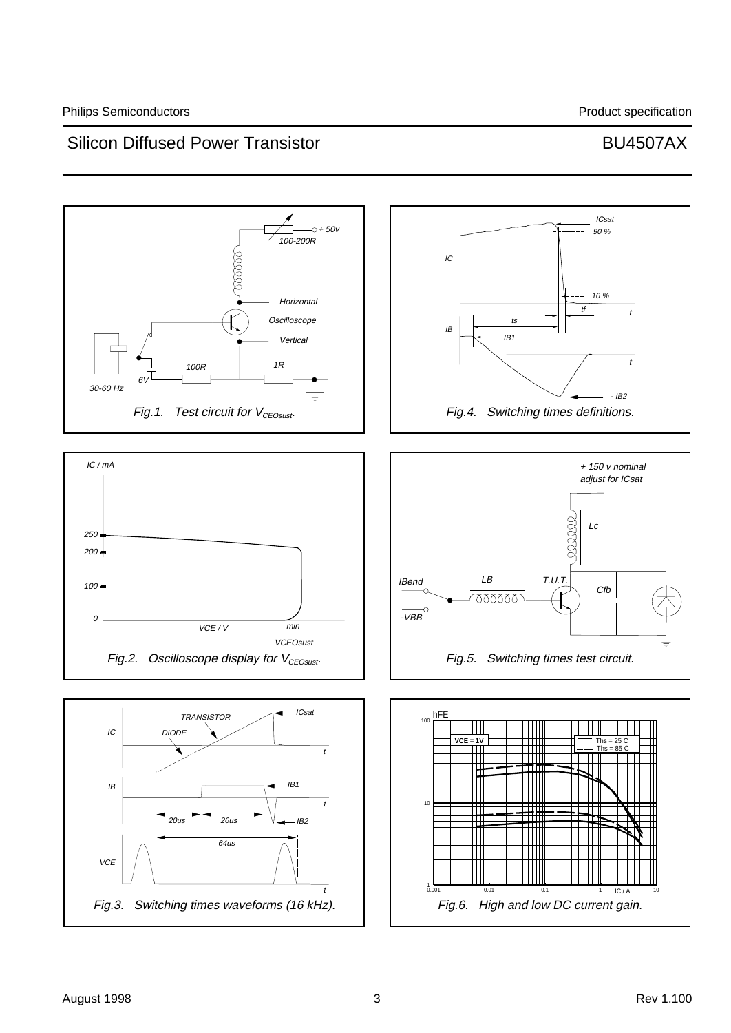Fig.1. Test circuit for $V_{CEOsust}$.

Fig.4. Switching times definitions.

Fig.2. Oscilloscope display for $V_{CEOsust}$.

Fig.5. Switching times test circuit.

Fig.3. Switching times waveforms (16 kHz).

Fig.6. High and low DC current gain.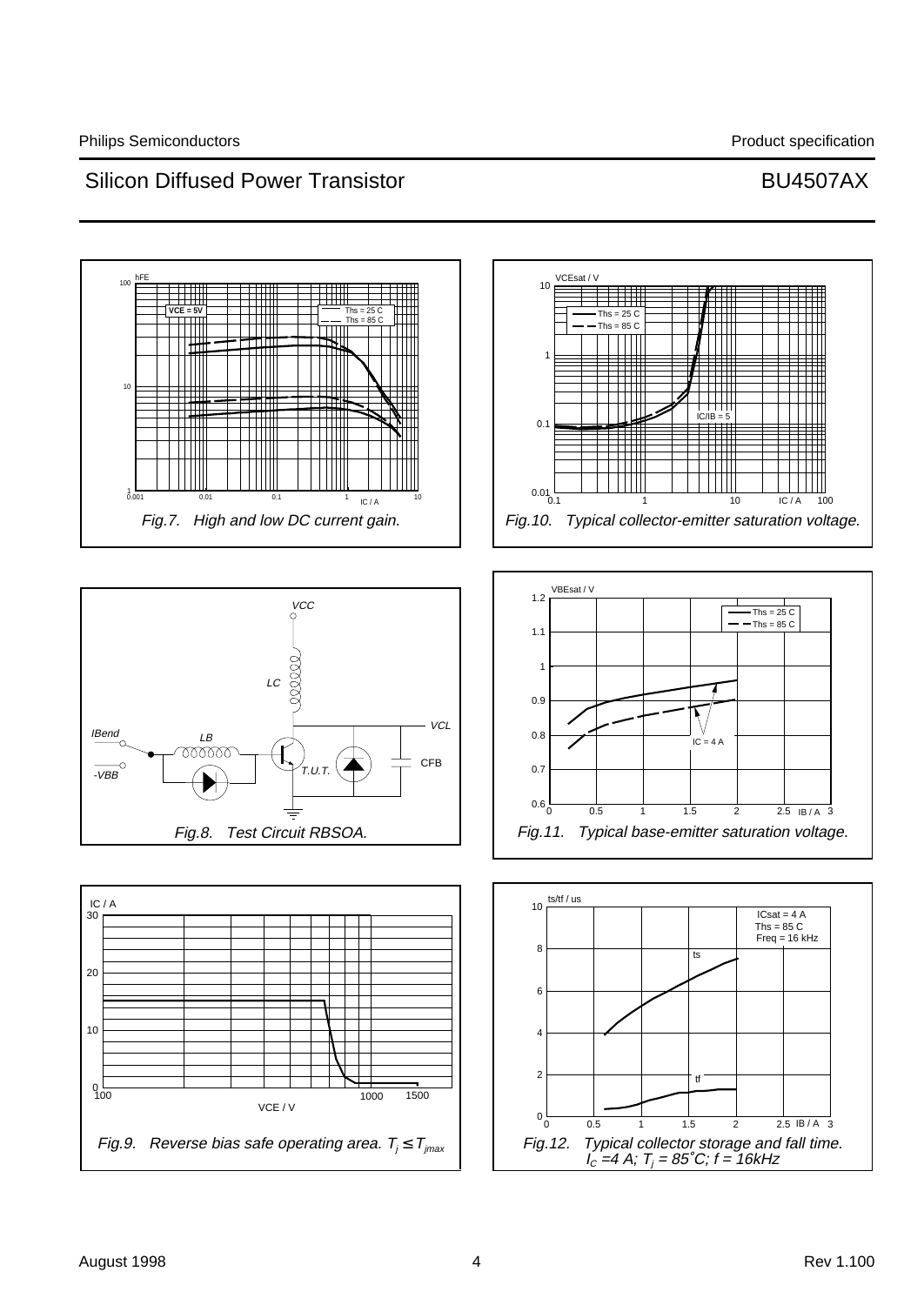Fig.7. High and low DC current gain.

Fig.10. Typical collector-emitter saturation voltage.

Fig.8. Test Circuit RBSOA.

Fig.11. Typical base-emitter saturation voltage.

Fig.9. Reverse bias safe operating area. $T_j \leq T_{jmax}$

Fig.12. Typical collector storage and fall time. $I_C$ =4 A; $T_j$ = 85˚C; f = 16kHz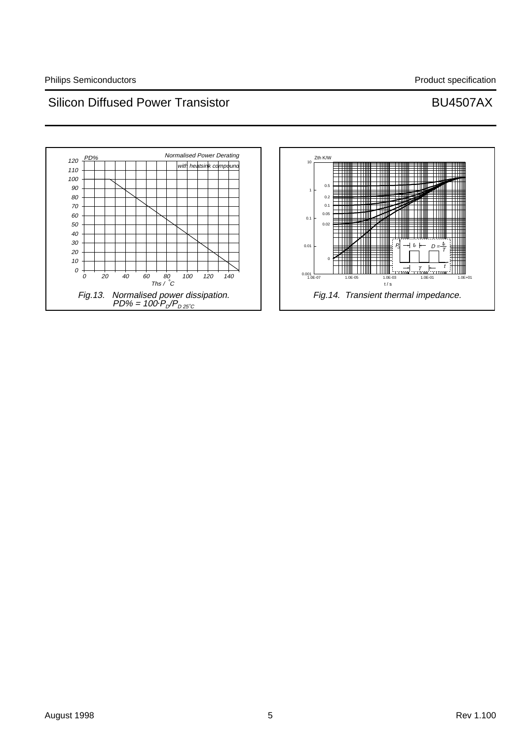Fig.13. Normalised power dissipation. $PD\% = 100 \cdot P_D / P_{D\,25^\circ C}$

Fig.14. Transient thermal impedance.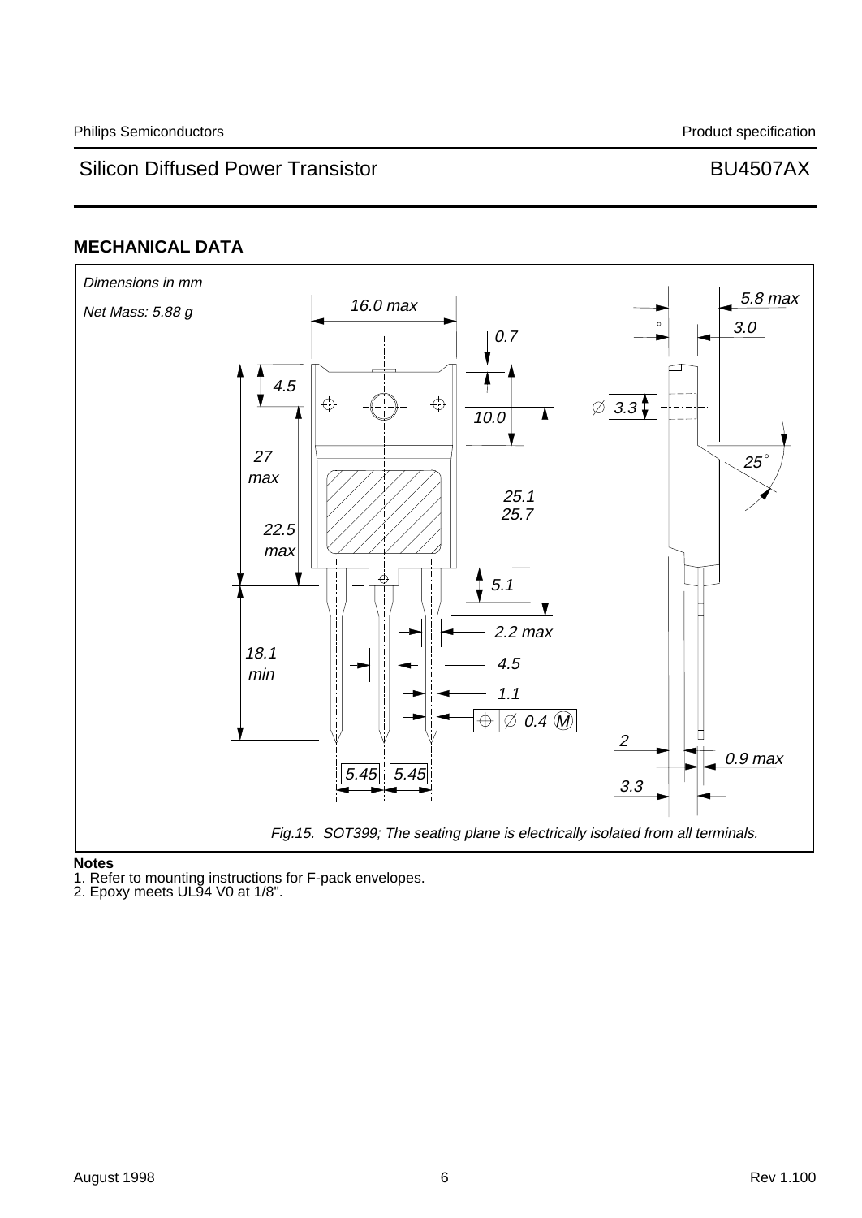## MECHANICAL DATA

*Dimensions in mm*

*Net Mass: 5.88 g*

*Fig.15. SOT399; The seating plane is electrically isolated from all terminals.*

**Notes**

1. Refer to mounting instructions for F-pack envelopes.
2. Epoxy meets UL94 V0 at 1/8".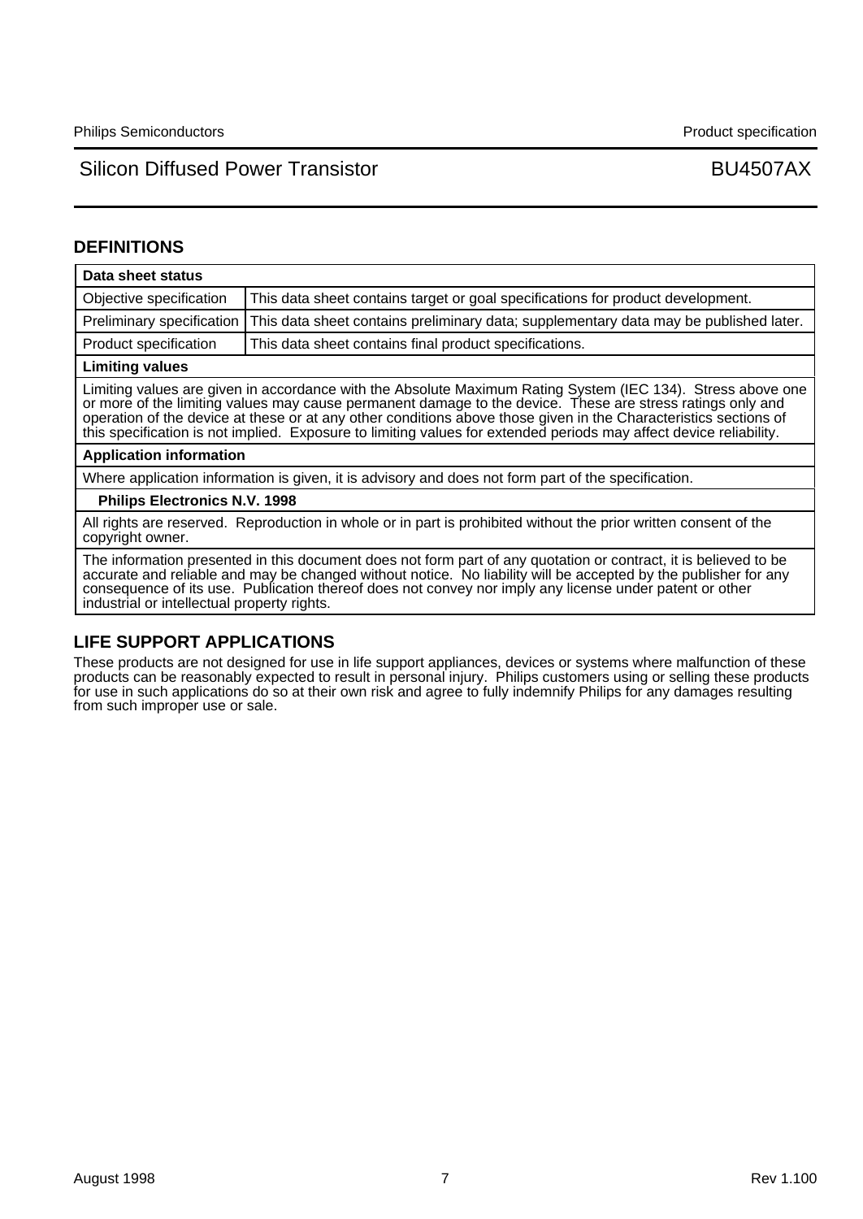## DEFINITIONS

| Data sheet status | |
|---|---|
| Objective specification | This data sheet contains target or goal specifications for product development. |
| Preliminary specification | This data sheet contains preliminary data; supplementary data may be published later. |
| Product specification | This data sheet contains final product specifications. |

**Limiting values**

Limiting values are given in accordance with the Absolute Maximum Rating System (IEC 134). Stress above one or more of the limiting values may cause permanent damage to the device. These are stress ratings only and operation of the device at these or at any other conditions above those given in the Characteristics sections of this specification is not implied. Exposure to limiting values for extended periods may affect device reliability.

**Application information**

Where application information is given, it is advisory and does not form part of the specification.

**Philips Electronics N.V. 1998**

All rights are reserved. Reproduction in whole or in part is prohibited without the prior written consent of the copyright owner.

The information presented in this document does not form part of any quotation or contract, it is believed to be accurate and reliable and may be changed without notice. No liability will be accepted by the publisher for any consequence of its use. Publication thereof does not convey nor imply any license under patent or other industrial or intellectual property rights.

## LIFE SUPPORT APPLICATIONS

These products are not designed for use in life support appliances, devices or systems where malfunction of these products can be reasonably expected to result in personal injury. Philips customers using or selling these products for use in such applications do so at their own risk and agree to fully indemnify Philips for any damages resulting from such improper use or sale.